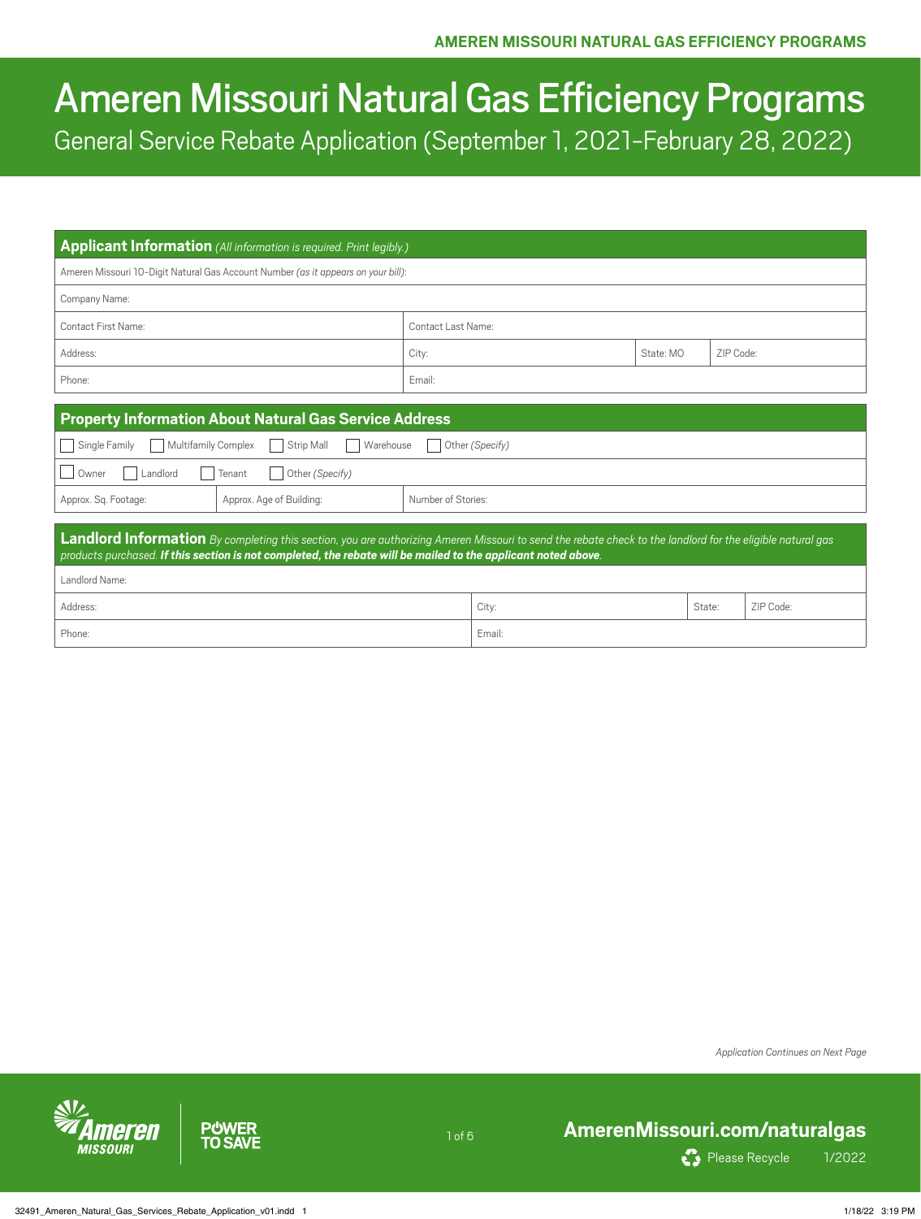# Ameren Missouri Natural Gas Efficiency Programs

General Service Rebate Application (September 1, 2021–February 28, 2022)

## Applicant Information *(All information is required. Print legibly.)*

| | | | |
|---|---|---|---|
| Ameren Missouri 10-Digit Natural Gas Account Number *(as it appears on your bill)*: | | | |
| Company Name: | | | |
| Contact First Name: | Contact Last Name: | | |
| Address: | City: | State: MO | ZIP Code: |
| Phone: | Email: | | |

## Property Information About Natural Gas Service Address

☐ Single Family ☐ Multifamily Complex ☐ Strip Mall ☐ Warehouse ☐ Other *(Specify)*

☐ Owner ☐ Landlord ☐ Tenant ☐ Other *(Specify)*

| Approx. Sq. Footage: | Approx. Age of Building: | Number of Stories: |
|---|---|---|

## Landlord Information

*By completing this section, you are authorizing Ameren Missouri to send the rebate check to the landlord for the eligible natural gas products purchased.* ***If this section is not completed, the rebate will be mailed to the applicant noted above.***

| | | | |
|---|---|---|---|
| Landlord Name: | | | |
| Address: | City: | State: | ZIP Code: |
| Phone: | Email: | | |

*Application Continues on Next Page*

AmerenMissouri.com/naturalgas

Please Recycle 1/2022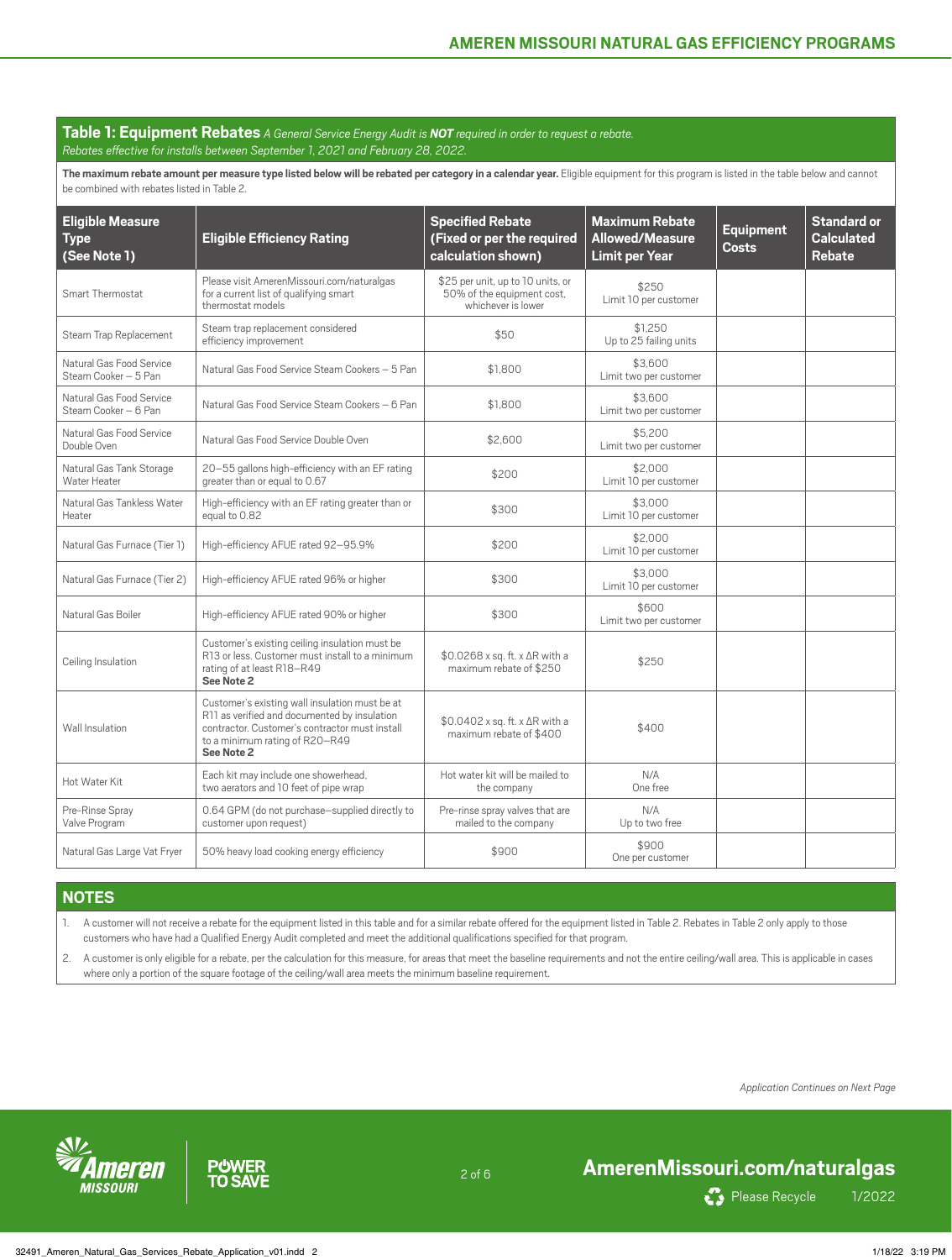## Table 1: Equipment Rebates *A General Service Energy Audit is **NOT** required in order to request a rebate. Rebates effective for installs between September 1, 2021 and February 28, 2022.*

**The maximum rebate amount per measure type listed below will be rebated per category in a calendar year.** Eligible equipment for this program is listed in the table below and cannot be combined with rebates listed in Table 2.

| Eligible Measure Type (See Note 1) | Eligible Efficiency Rating | Specified Rebate (Fixed or per the required calculation shown) | Maximum Rebate Allowed/Measure Limit per Year | Equipment Costs | Standard or Calculated Rebate |
|---|---|---|---|---|---|
| Smart Thermostat | Please visit AmerenMissouri.com/naturalgas for a current list of qualifying smart thermostat models | $25 per unit, up to 10 units, or 50% of the equipment cost, whichever is lower | $250<br>Limit 10 per customer | | |
| Steam Trap Replacement | Steam trap replacement considered efficiency improvement | $50 | $1,250<br>Up to 25 failing units | | |
| Natural Gas Food Service Steam Cooker – 5 Pan | Natural Gas Food Service Steam Cookers – 5 Pan | $1,800 | $3,600<br>Limit two per customer | | |
| Natural Gas Food Service Steam Cooker – 6 Pan | Natural Gas Food Service Steam Cookers – 6 Pan | $1,800 | $3,600<br>Limit two per customer | | |
| Natural Gas Food Service Double Oven | Natural Gas Food Service Double Oven | $2,600 | $5,200<br>Limit two per customer | | |
| Natural Gas Tank Storage Water Heater | 20–55 gallons high-efficiency with an EF rating greater than or equal to 0.67 | $200 | $2,000<br>Limit 10 per customer | | |
| Natural Gas Tankless Water Heater | High-efficiency with an EF rating greater than or equal to 0.82 | $300 | $3,000<br>Limit 10 per customer | | |
| Natural Gas Furnace (Tier 1) | High-efficiency AFUE rated 92–95.9% | $200 | $2,000<br>Limit 10 per customer | | |
| Natural Gas Furnace (Tier 2) | High-efficiency AFUE rated 96% or higher | $300 | $3,000<br>Limit 10 per customer | | |
| Natural Gas Boiler | High-efficiency AFUE rated 90% or higher | $300 | $600<br>Limit two per customer | | |
| Ceiling Insulation | Customer's existing ceiling insulation must be R13 or less. Customer must install to a minimum rating of at least R18–R49<br>**See Note 2** | $0.0268 x sq. ft. x ΔR with a maximum rebate of $250 | $250 | | |
| Wall Insulation | Customer's existing wall insulation must be at R11 as verified and documented by insulation contractor. Customer's contractor must install to a minimum rating of R20–R49<br>**See Note 2** | $0.0402 x sq. ft. x ΔR with a maximum rebate of $400 | $400 | | |
| Hot Water Kit | Each kit may include one showerhead, two aerators and 10 feet of pipe wrap | Hot water kit will be mailed to the company | N/A<br>One free | | |
| Pre-Rinse Spray Valve Program | 0.64 GPM (do not purchase—supplied directly to customer upon request) | Pre-rinse spray valves that are mailed to the company | N/A<br>Up to two free | | |
| Natural Gas Large Vat Fryer | 50% heavy load cooking energy efficiency | $900 | $900<br>One per customer | | |

## NOTES

1. A customer will not receive a rebate for the equipment listed in this table and for a similar rebate offered for the equipment listed in Table 2. Rebates in Table 2 only apply to those customers who have had a Qualified Energy Audit completed and meet the additional qualifications specified for that program.
2. A customer is only eligible for a rebate, per the calculation for this measure, for areas that meet the baseline requirements and not the entire ceiling/wall area. This is applicable in cases where only a portion of the square footage of the ceiling/wall area meets the minimum baseline requirement.

*Application Continues on Next Page*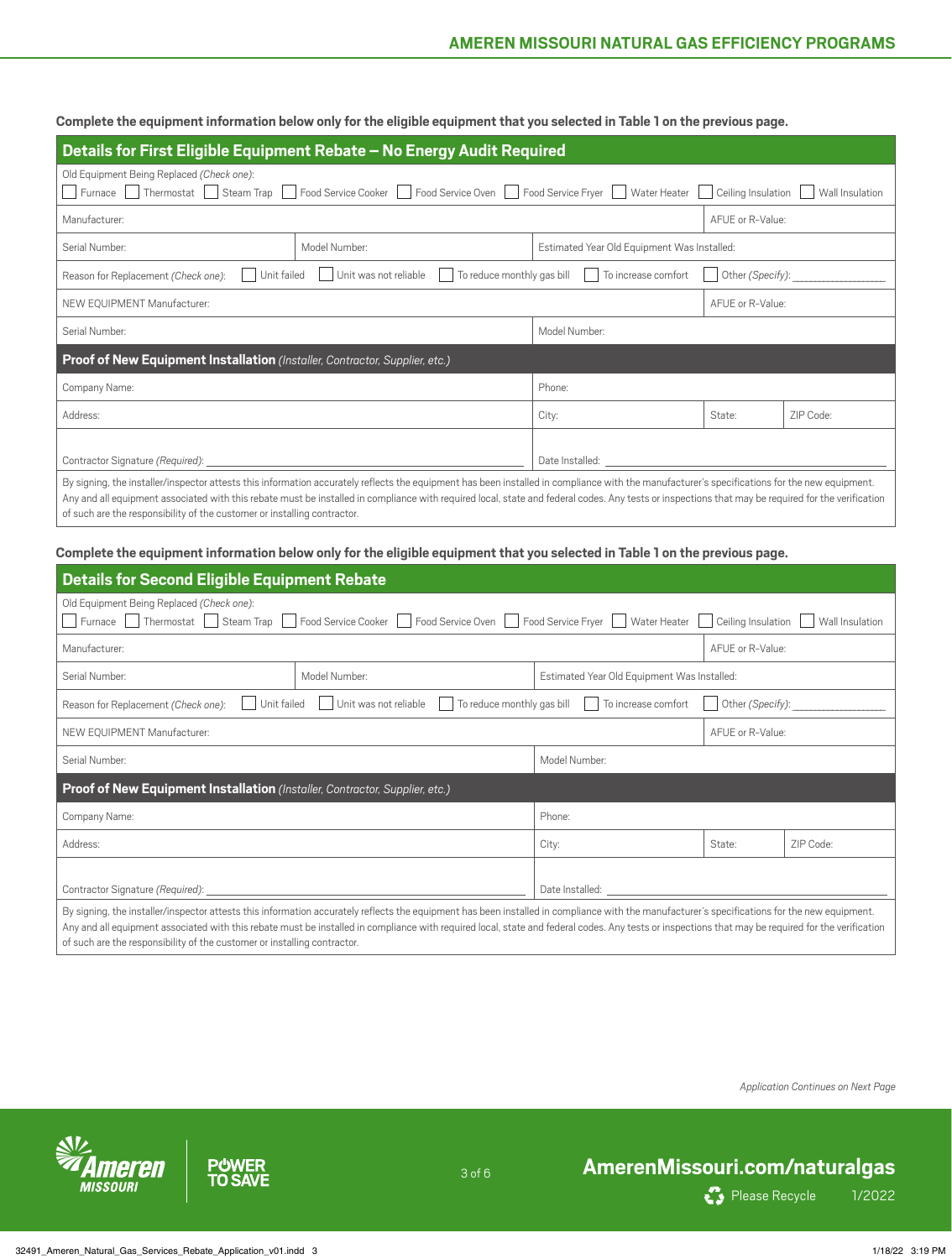**Complete the equipment information below only for the eligible equipment that you selected in Table 1 on the previous page.**

## Details for First Eligible Equipment Rebate – No Energy Audit Required

Old Equipment Being Replaced *(Check one)*:
☐ Furnace ☐ Thermostat ☐ Steam Trap ☐ Food Service Cooker ☐ Food Service Oven ☐ Food Service Fryer ☐ Water Heater ☐ Ceiling Insulation ☐ Wall Insulation

| Manufacturer: | | AFUE or R-Value: |
|---|---|---|
| Serial Number: | Model Number: | Estimated Year Old Equipment Was Installed: |

Reason for Replacement *(Check one)*: ☐ Unit failed ☐ Unit was not reliable ☐ To reduce monthly gas bill ☐ To increase comfort ☐ Other *(Specify)*: ____________

| NEW EQUIPMENT Manufacturer: | AFUE or R-Value: |
|---|---|
| Serial Number: | Model Number: |

### Proof of New Equipment Installation *(Installer, Contractor, Supplier, etc.)*

| Company Name: | Phone: | | |
|---|---|---|---|
| Address: | City: | State: | ZIP Code: |
| Contractor Signature *(Required)*: ____________ | Date Installed: ____________ | | |

By signing, the installer/inspector attests this information accurately reflects the equipment has been installed in compliance with the manufacturer's specifications for the new equipment. Any and all equipment associated with this rebate must be installed in compliance with required local, state and federal codes. Any tests or inspections that may be required for the verification of such are the responsibility of the customer or installing contractor.

**Complete the equipment information below only for the eligible equipment that you selected in Table 1 on the previous page.**

## Details for Second Eligible Equipment Rebate

Old Equipment Being Replaced *(Check one)*:
☐ Furnace ☐ Thermostat ☐ Steam Trap ☐ Food Service Cooker ☐ Food Service Oven ☐ Food Service Fryer ☐ Water Heater ☐ Ceiling Insulation ☐ Wall Insulation

| Manufacturer: | | AFUE or R-Value: |
|---|---|---|
| Serial Number: | Model Number: | Estimated Year Old Equipment Was Installed: |

Reason for Replacement *(Check one)*: ☐ Unit failed ☐ Unit was not reliable ☐ To reduce monthly gas bill ☐ To increase comfort ☐ Other *(Specify)*: ____________

| NEW EQUIPMENT Manufacturer: | AFUE or R-Value: |
|---|---|
| Serial Number: | Model Number: |

### Proof of New Equipment Installation *(Installer, Contractor, Supplier, etc.)*

| Company Name: | Phone: | | |
|---|---|---|---|
| Address: | City: | State: | ZIP Code: |
| Contractor Signature *(Required)*: ____________ | Date Installed: ____________ | | |

By signing, the installer/inspector attests this information accurately reflects the equipment has been installed in compliance with the manufacturer's specifications for the new equipment. Any and all equipment associated with this rebate must be installed in compliance with required local, state and federal codes. Any tests or inspections that may be required for the verification of such are the responsibility of the customer or installing contractor.

*Application Continues on Next Page*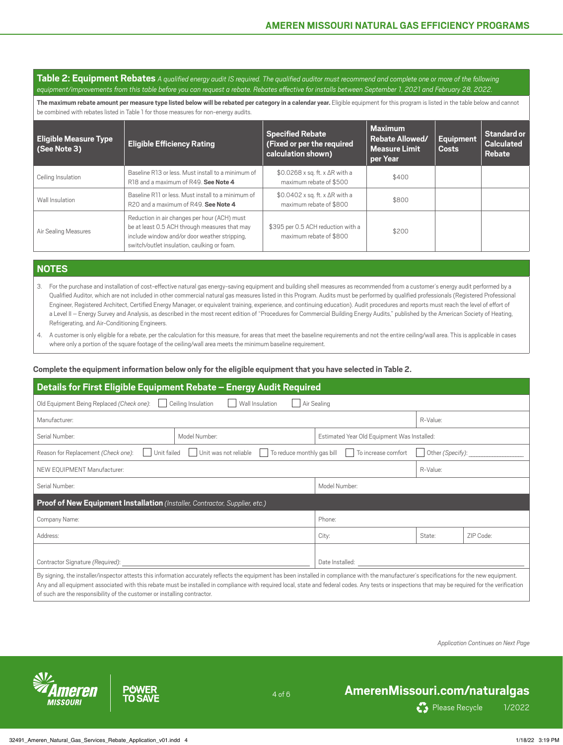## Table 2: Equipment Rebates

*A qualified energy audit IS required. The qualified auditor must recommend and complete one or more of the following equipment/improvements from this table before you can request a rebate. Rebates effective for installs between September 1, 2021 and February 28, 2022.*

**The maximum rebate amount per measure type listed below will be rebated per category in a calendar year.** Eligible equipment for this program is listed in the table below and cannot be combined with rebates listed in Table 1 for those measures for non-energy audits.

| Eligible Measure Type (See Note 3) | Eligible Efficiency Rating | Specified Rebate (Fixed or per the required calculation shown) | Maximum Rebate Allowed/ Measure Limit per Year | Equipment Costs | Standard or Calculated Rebate |
|---|---|---|---|---|---|
| Ceiling Insulation | Baseline R13 or less. Must install to a minimum of R18 and a maximum of R49. **See Note 4** | \$0.0268 x sq. ft. x $\Delta R$ with a maximum rebate of \$500 | \$400 | | |
| Wall Insulation | Baseline R11 or less. Must install to a minimum of R20 and a maximum of R49. **See Note 4** | \$0.0402 x sq. ft. x $\Delta R$ with a maximum rebate of \$800 | \$800 | | |
| Air Sealing Measures | Reduction in air changes per hour (ACH) must be at least 0.5 ACH through measures that may include window and/or door weather stripping, switch/outlet insulation, caulking or foam. | \$395 per 0.5 ACH reduction with a maximum rebate of \$800 | \$200 | | |

## NOTES

3. For the purchase and installation of cost-effective natural gas energy-saving equipment and building shell measures as recommended from a customer's energy audit performed by a Qualified Auditor, which are not included in other commercial natural gas measures listed in this Program. Audits must be performed by qualified professionals (Registered Professional Engineer, Registered Architect, Certified Energy Manager, or equivalent training, experience, and continuing education). Audit procedures and reports must reach the level of effort of a Level II – Energy Survey and Analysis, as described in the most recent edition of "Procedures for Commercial Building Energy Audits," published by the American Society of Heating, Refrigerating, and Air-Conditioning Engineers.
4. A customer is only eligible for a rebate, per the calculation for this measure, for areas that meet the baseline requirements and not the entire ceiling/wall area. This is applicable in cases where only a portion of the square footage of the ceiling/wall area meets the minimum baseline requirement.

**Complete the equipment information below only for the eligible equipment that you have selected in Table 2.**

### Details for First Eligible Equipment Rebate – Energy Audit Required

Old Equipment Being Replaced *(Check one)*: ☐ Ceiling Insulation ☐ Wall Insulation ☐ Air Sealing

| Manufacturer: | | R-Value: |
|---|---|---|
| Serial Number: | Model Number: | Estimated Year Old Equipment Was Installed: |

Reason for Replacement *(Check one)*: ☐ Unit failed ☐ Unit was not reliable ☐ To reduce monthly gas bill ☐ To increase comfort ☐ Other *(Specify)*: ___________

| NEW EQUIPMENT Manufacturer: | R-Value: |
|---|---|
| Serial Number: | Model Number: |

### Proof of New Equipment Installation *(Installer, Contractor, Supplier, etc.)*

| Company Name: | Phone: | | |
|---|---|---|---|
| Address: | City: | State: | ZIP Code: |
| Contractor Signature *(Required)*: | Date Installed: | | |

By signing, the installer/inspector attests this information accurately reflects the equipment has been installed in compliance with the manufacturer's specifications for the new equipment. Any and all equipment associated with this rebate must be installed in compliance with required local, state and federal codes. Any tests or inspections that may be required for the verification of such are the responsibility of the customer or installing contractor.

*Application Continues on Next Page*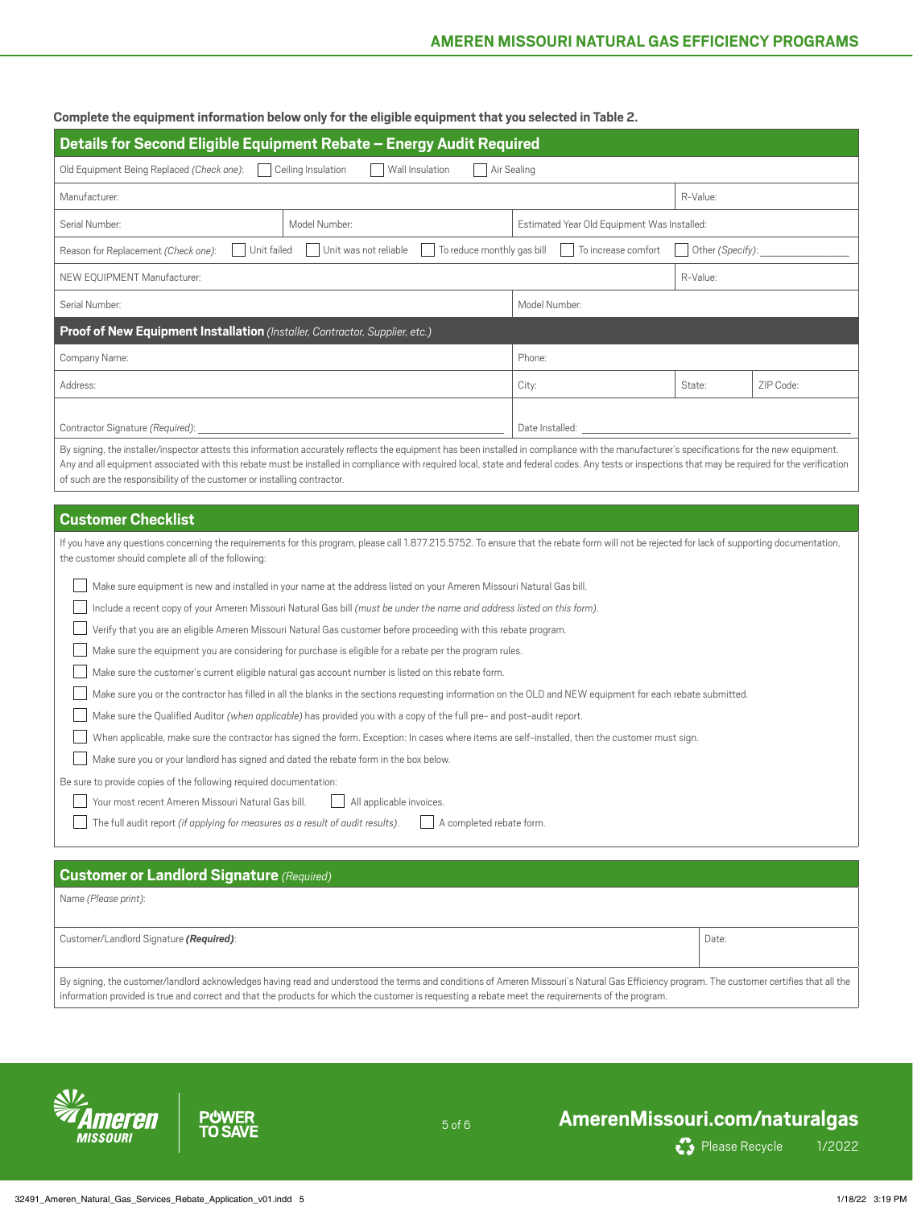**Complete the equipment information below only for the eligible equipment that you selected in Table 2.**

## Details for Second Eligible Equipment Rebate – Energy Audit Required

| | | | |
|---|---|---|---|
| Old Equipment Being Replaced *(Check one)*: ☐ Ceiling Insulation ☐ Wall Insulation ☐ Air Sealing | | | |
| Manufacturer: | | | R-Value: |
| Serial Number: | Model Number: | Estimated Year Old Equipment Was Installed: | |
| Reason for Replacement *(Check one)*: ☐ Unit failed ☐ Unit was not reliable ☐ To reduce monthly gas bill ☐ To increase comfort ☐ Other *(Specify)*: ________ | | | |
| NEW EQUIPMENT Manufacturer: | | | R-Value: |
| Serial Number: | | Model Number: | |

### Proof of New Equipment Installation *(Installer, Contractor, Supplier, etc.)*

| | | | |
|---|---|---|---|
| Company Name: | Phone: | | |
| Address: | City: | State: | ZIP Code: |
| Contractor Signature *(Required)*: ________ | Date Installed: ________ | | |

By signing, the installer/inspector attests this information accurately reflects the equipment has been installed in compliance with the manufacturer's specifications for the new equipment. Any and all equipment associated with this rebate must be installed in compliance with required local, state and federal codes. Any tests or inspections that may be required for the verification of such are the responsibility of the customer or installing contractor.

## Customer Checklist

If you have any questions concerning the requirements for this program, please call 1.877.215.5752. To ensure that the rebate form will not be rejected for lack of supporting documentation, the customer should complete all of the following:

- ☐ Make sure equipment is new and installed in your name at the address listed on your Ameren Missouri Natural Gas bill.
- ☐ Include a recent copy of your Ameren Missouri Natural Gas bill *(must be under the name and address listed on this form)*.
- ☐ Verify that you are an eligible Ameren Missouri Natural Gas customer before proceeding with this rebate program.
- ☐ Make sure the equipment you are considering for purchase is eligible for a rebate per the program rules.
- ☐ Make sure the customer's current eligible natural gas account number is listed on this rebate form.
- ☐ Make sure you or the contractor has filled in all the blanks in the sections requesting information on the OLD and NEW equipment for each rebate submitted.
- ☐ Make sure the Qualified Auditor *(when applicable)* has provided you with a copy of the full pre- and post-audit report.
- ☐ When applicable, make sure the contractor has signed the form. Exception: In cases where items are self-installed, then the customer must sign.
- ☐ Make sure you or your landlord has signed and dated the rebate form in the box below.

Be sure to provide copies of the following required documentation:

- ☐ Your most recent Ameren Missouri Natural Gas bill.
- ☐ All applicable invoices.
- ☐ The full audit report *(if applying for measures as a result of audit results)*.
- ☐ A completed rebate form.

## Customer or Landlord Signature *(Required)*

| | |
|---|---|
| Name *(Please print)*: | |
| Customer/Landlord Signature ***(Required)***: | Date: |

By signing, the customer/landlord acknowledges having read and understood the terms and conditions of Ameren Missouri's Natural Gas Efficiency program. The customer certifies that all the information provided is true and correct and that the products for which the customer is requesting a rebate meet the requirements of the program.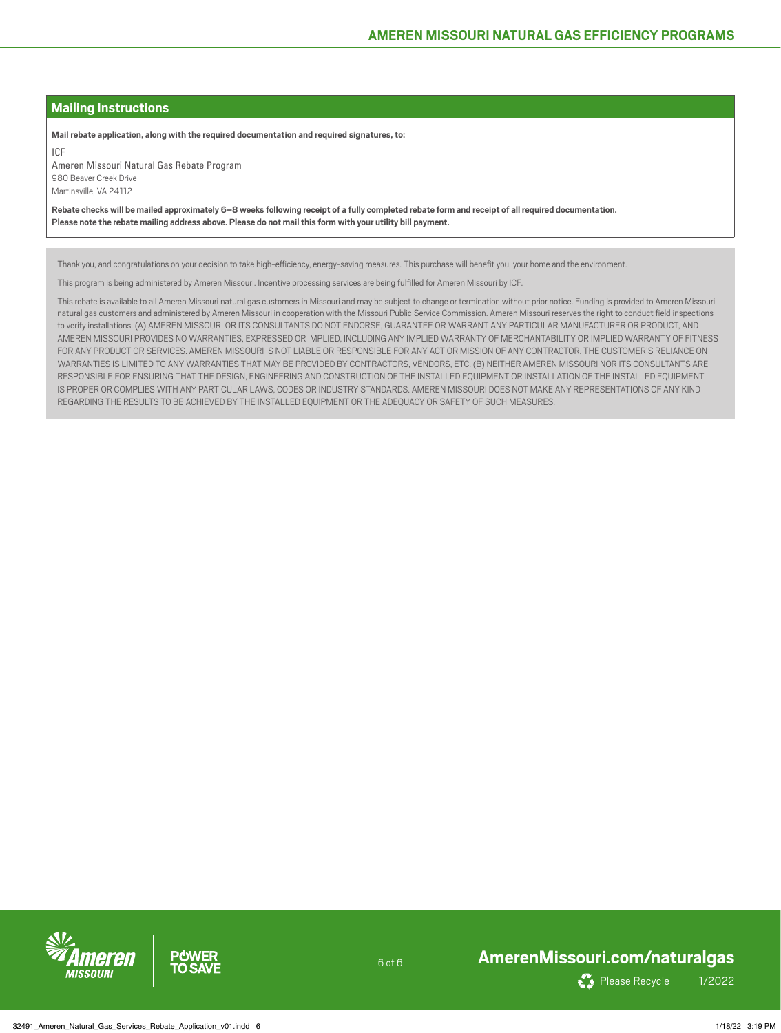## Mailing Instructions

**Mail rebate application, along with the required documentation and required signatures, to:**

ICF
Ameren Missouri Natural Gas Rebate Program
980 Beaver Creek Drive
Martinsville, VA 24112

**Rebate checks will be mailed approximately 6–8 weeks following receipt of a fully completed rebate form and receipt of all required documentation.**
**Please note the rebate mailing address above. Please do not mail this form with your utility bill payment.**

Thank you, and congratulations on your decision to take high-efficiency, energy-saving measures. This purchase will benefit you, your home and the environment.

This program is being administered by Ameren Missouri. Incentive processing services are being fulfilled for Ameren Missouri by ICF.

This rebate is available to all Ameren Missouri natural gas customers in Missouri and may be subject to change or termination without prior notice. Funding is provided to Ameren Missouri natural gas customers and administered by Ameren Missouri in cooperation with the Missouri Public Service Commission. Ameren Missouri reserves the right to conduct field inspections to verify installations. (A) AMEREN MISSOURI OR ITS CONSULTANTS DO NOT ENDORSE, GUARANTEE OR WARRANT ANY PARTICULAR MANUFACTURER OR PRODUCT, AND AMEREN MISSOURI PROVIDES NO WARRANTIES, EXPRESSED OR IMPLIED, INCLUDING ANY IMPLIED WARRANTY OF MERCHANTABILITY OR IMPLIED WARRANTY OF FITNESS FOR ANY PRODUCT OR SERVICES. AMEREN MISSOURI IS NOT LIABLE OR RESPONSIBLE FOR ANY ACT OR MISSION OF ANY CONTRACTOR. THE CUSTOMER'S RELIANCE ON WARRANTIES IS LIMITED TO ANY WARRANTIES THAT MAY BE PROVIDED BY CONTRACTORS, VENDORS, ETC. (B) NEITHER AMEREN MISSOURI NOR ITS CONSULTANTS ARE RESPONSIBLE FOR ENSURING THAT THE DESIGN, ENGINEERING AND CONSTRUCTION OF THE INSTALLED EQUIPMENT OR INSTALLATION OF THE INSTALLED EQUIPMENT IS PROPER OR COMPLIES WITH ANY PARTICULAR LAWS, CODES OR INDUSTRY STANDARDS. AMEREN MISSOURI DOES NOT MAKE ANY REPRESENTATIONS OF ANY KIND REGARDING THE RESULTS TO BE ACHIEVED BY THE INSTALLED EQUIPMENT OR THE ADEQUACY OR SAFETY OF SUCH MEASURES.

Ameren MISSOURI | POWER TO SAVE

**AmerenMissouri.com/naturalgas**

Please Recycle 1/2022